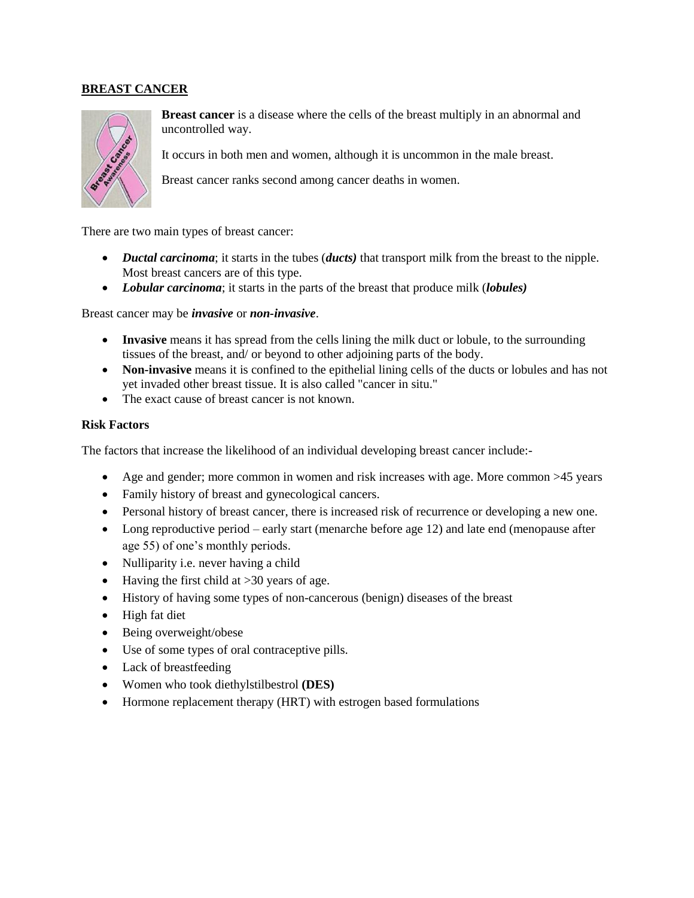# BREAST CANCER

**Breast cancer** is a disease where the cells of the breast multiply in an abnormal and uncontrolled way.

It occurs in both men and women, although it is uncommon in the male breast.

Breast cancer ranks second among cancer deaths in women.

There are two main types of breast cancer:

- ***Ductal carcinoma***; it starts in the tubes (***ducts)*** that transport milk from the breast to the nipple. Most breast cancers are of this type.
- ***Lobular carcinoma***; it starts in the parts of the breast that produce milk (***lobules)***

Breast cancer may be ***invasive*** or ***non-invasive***.

- **Invasive** means it has spread from the cells lining the milk duct or lobule, to the surrounding tissues of the breast, and/ or beyond to other adjoining parts of the body.
- **Non-invasive** means it is confined to the epithelial lining cells of the ducts or lobules and has not yet invaded other breast tissue. It is also called "cancer in situ."
- The exact cause of breast cancer is not known.

**Risk Factors**

The factors that increase the likelihood of an individual developing breast cancer include:-

- Age and gender; more common in women and risk increases with age. More common >45 years
- Family history of breast and gynecological cancers.
- Personal history of breast cancer, there is increased risk of recurrence or developing a new one.
- Long reproductive period – early start (menarche before age 12) and late end (menopause after age 55) of one's monthly periods.
- Nulliparity i.e. never having a child
- Having the first child at >30 years of age.
- History of having some types of non-cancerous (benign) diseases of the breast
- High fat diet
- Being overweight/obese
- Use of some types of oral contraceptive pills.
- Lack of breastfeeding
- Women who took diethylstilbestrol **(DES)**
- Hormone replacement therapy (HRT) with estrogen based formulations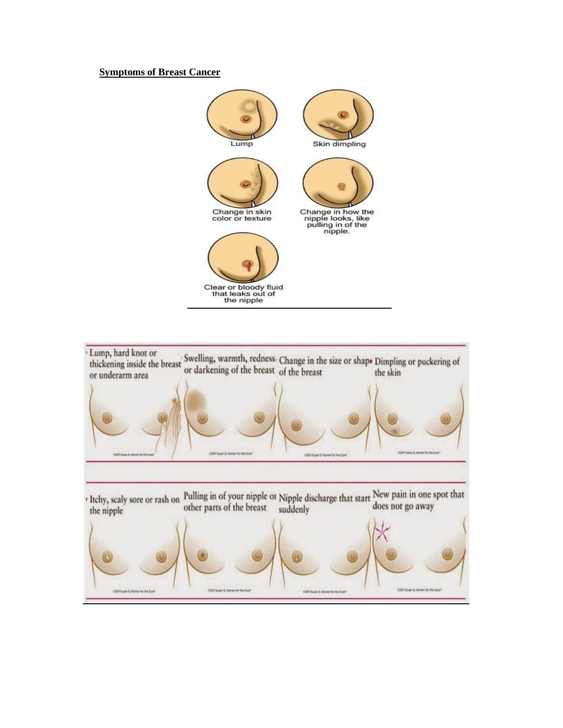**Symptoms of Breast Cancer**

Lump

Skin dimpling

Change in skin color or texture

Change in how the nipple looks, like pulling in of the nipple.

Clear or bloody fluid that leaks out of the nipple

- Lump, hard knot or thickening inside the breast or underarm area
- Swelling, warmth, redness or darkening of the breast
- Change in the size or shape of the breast
- Dimpling or puckering of the skin
- Itchy, scaly sore or rash on the nipple
- Pulling in of your nipple or other parts of the breast
- Nipple discharge that starts suddenly
- New pain in one spot that does not go away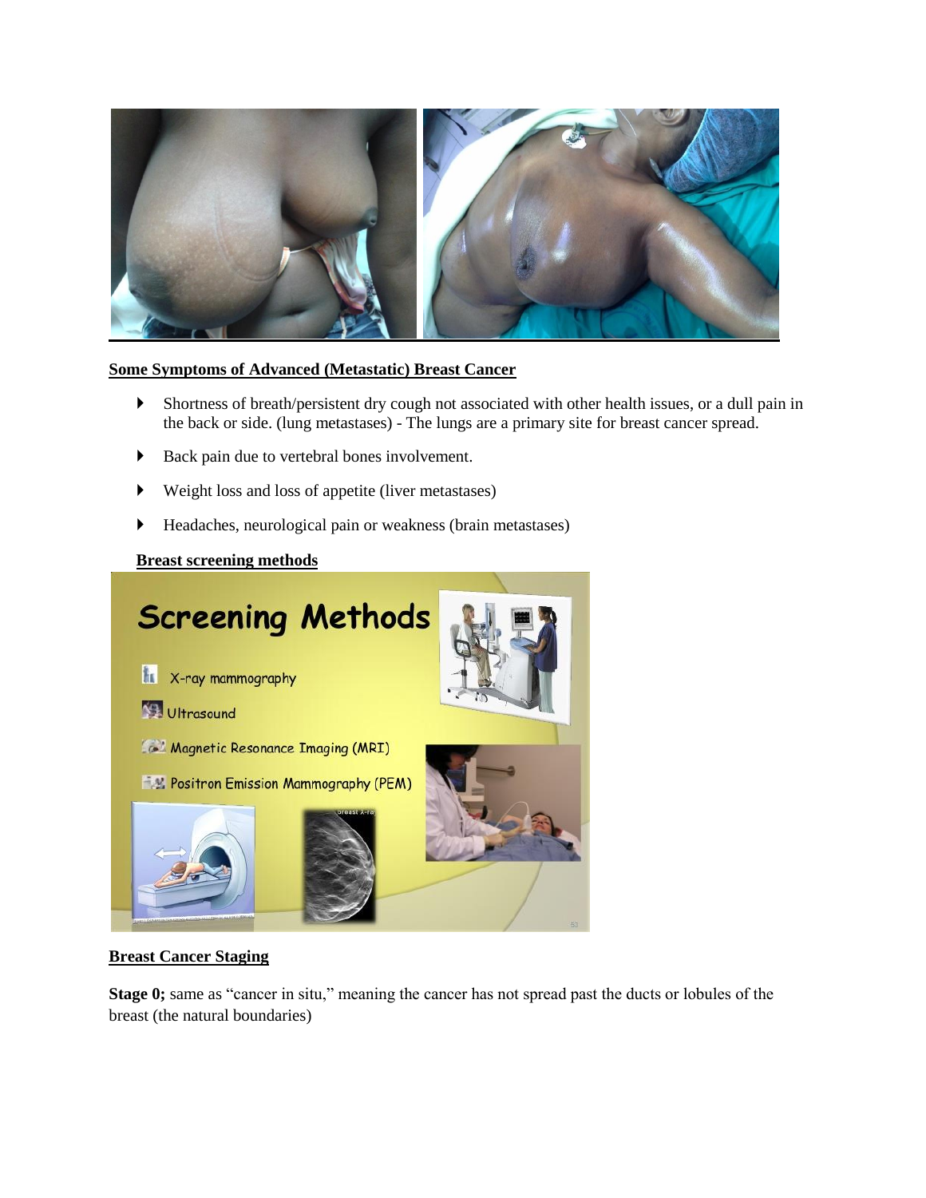**Some Symptoms of Advanced (Metastatic) Breast Cancer**

- Shortness of breath/persistent dry cough not associated with other health issues, or a dull pain in the back or side. (lung metastases) - The lungs are a primary site for breast cancer spread.
- Back pain due to vertebral bones involvement.
- Weight loss and loss of appetite (liver metastases)
- Headaches, neurological pain or weakness (brain metastases)

**Breast screening methods**

**Breast Cancer Staging**

**Stage 0;** same as "cancer in situ," meaning the cancer has not spread past the ducts or lobules of the breast (the natural boundaries)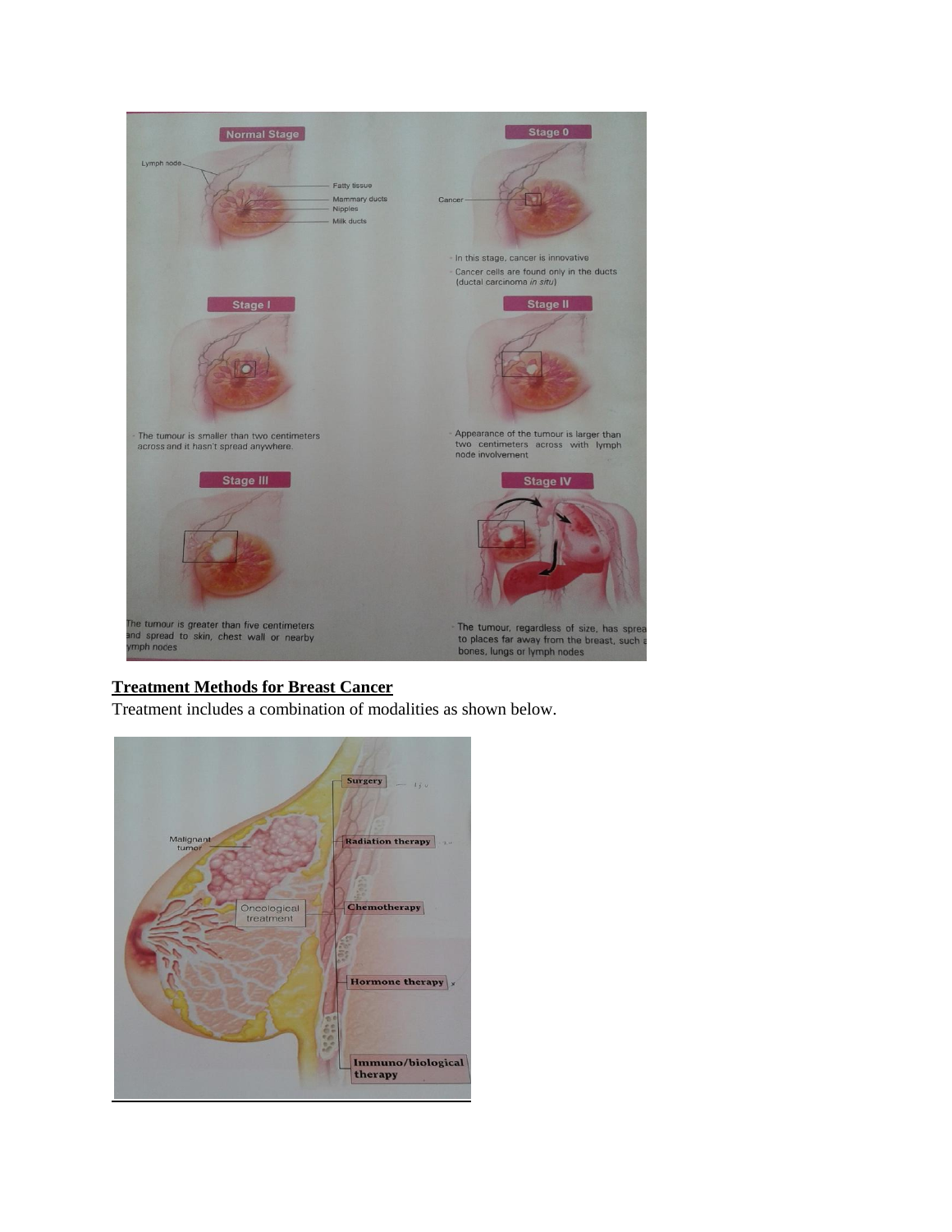**Normal Stage**

Lymph node

Fatty tissue

Mammary ducts

Nipples

Milk ducts

**Stage 0**

Cancer

- In this stage, cancer is innovative
- Cancer cells are found only in the ducts (ductal carcinoma *in situ*)

**Stage I**

- The tumour is smaller than two centimeters across and it hasn't spread anywhere.

**Stage II**

- Appearance of the tumour is larger than two centimeters across with lymph node involvement

**Stage III**

The tumour is greater than five centimeters and spread to skin, chest wall or nearby lymph nodes

**Stage IV**

- The tumour, regardless of size, has spread to places far away from the breast, such as bones, lungs or lymph nodes

## Treatment Methods for Breast Cancer

Treatment includes a combination of modalities as shown below.

Malignant tumor

Oncological treatment

- Surgery
- Radiation therapy
- Chemotherapy
- Hormone therapy
- Immuno/biological therapy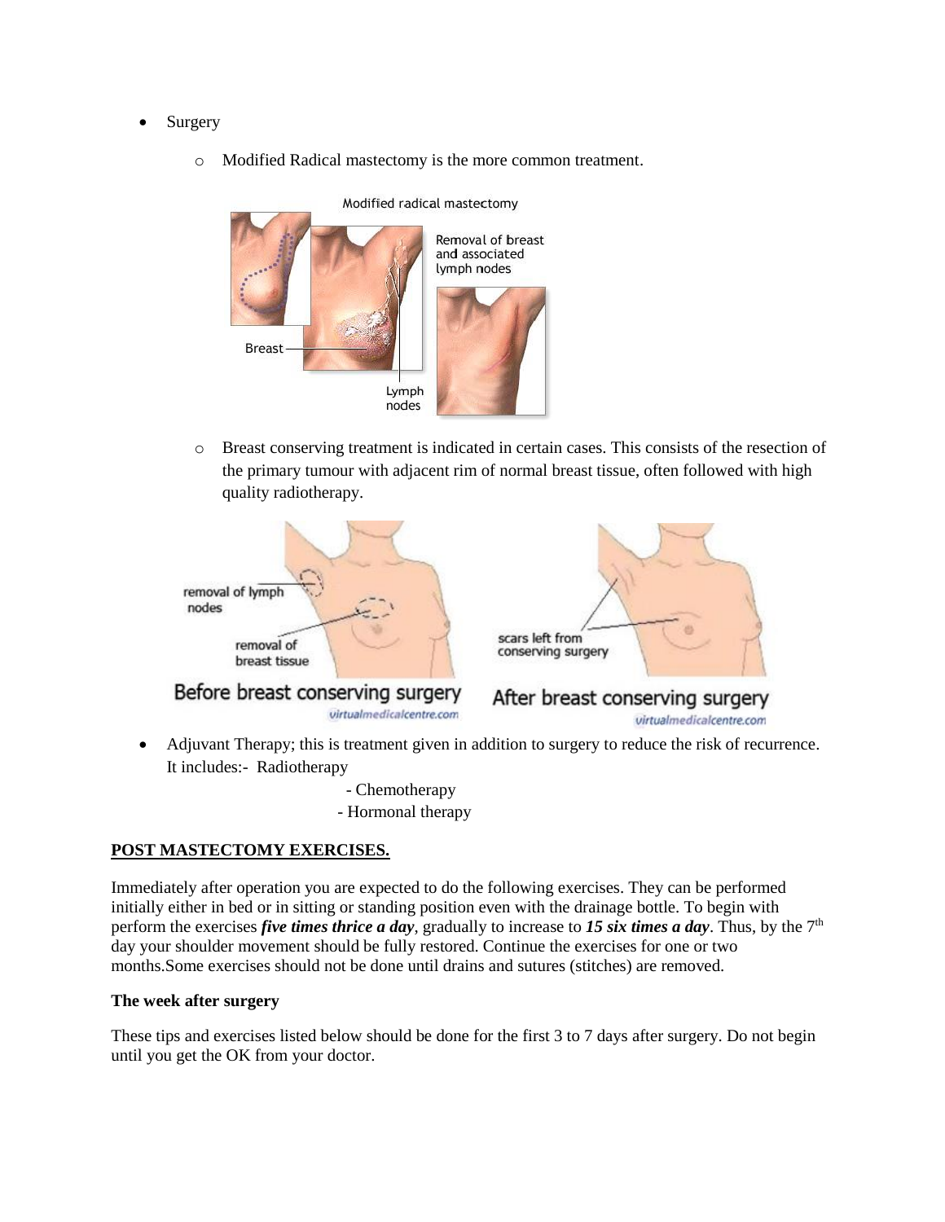- Surgery
  - Modified Radical mastectomy is the more common treatment.

  - Breast conserving treatment is indicated in certain cases. This consists of the resection of the primary tumour with adjacent rim of normal breast tissue, often followed with high quality radiotherapy.

- Adjuvant Therapy; this is treatment given in addition to surgery to reduce the risk of recurrence. It includes:- Radiotherapy
  - Chemotherapy
  - Hormonal therapy

**POST MASTECTOMY EXERCISES.**

Immediately after operation you are expected to do the following exercises. They can be performed initially either in bed or in sitting or standing position even with the drainage bottle. To begin with perform the exercises ***five times thrice a day***, gradually to increase to ***15 six times a day***. Thus, by the 7th day your shoulder movement should be fully restored. Continue the exercises for one or two months.Some exercises should not be done until drains and sutures (stitches) are removed.

**The week after surgery**

These tips and exercises listed below should be done for the first 3 to 7 days after surgery. Do not begin until you get the OK from your doctor.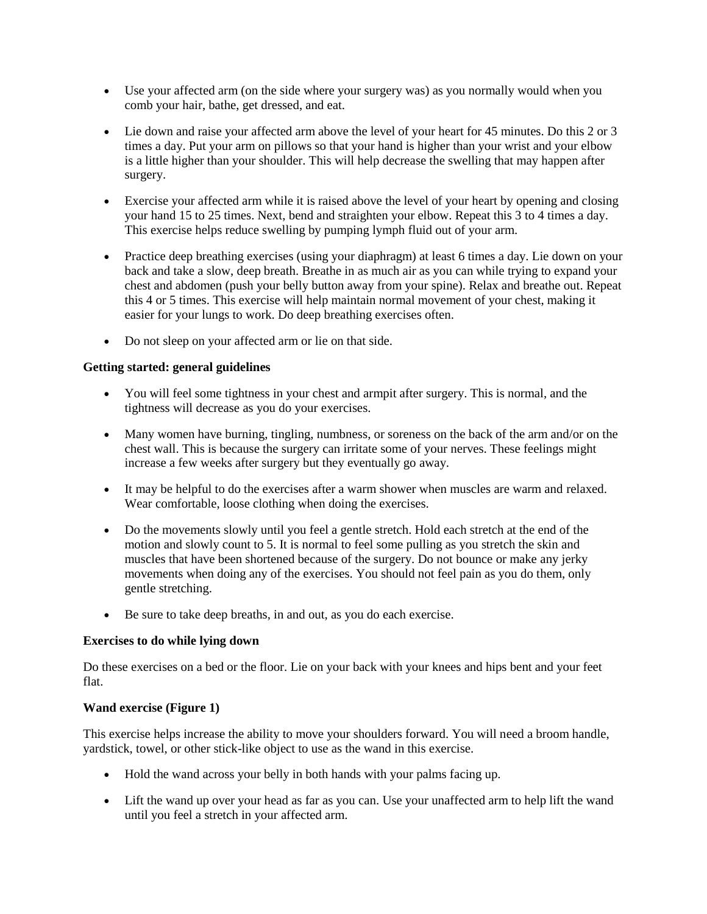- Use your affected arm (on the side where your surgery was) as you normally would when you comb your hair, bathe, get dressed, and eat.
- Lie down and raise your affected arm above the level of your heart for 45 minutes. Do this 2 or 3 times a day. Put your arm on pillows so that your hand is higher than your wrist and your elbow is a little higher than your shoulder. This will help decrease the swelling that may happen after surgery.
- Exercise your affected arm while it is raised above the level of your heart by opening and closing your hand 15 to 25 times. Next, bend and straighten your elbow. Repeat this 3 to 4 times a day. This exercise helps reduce swelling by pumping lymph fluid out of your arm.
- Practice deep breathing exercises (using your diaphragm) at least 6 times a day. Lie down on your back and take a slow, deep breath. Breathe in as much air as you can while trying to expand your chest and abdomen (push your belly button away from your spine). Relax and breathe out. Repeat this 4 or 5 times. This exercise will help maintain normal movement of your chest, making it easier for your lungs to work. Do deep breathing exercises often.
- Do not sleep on your affected arm or lie on that side.

**Getting started: general guidelines**

- You will feel some tightness in your chest and armpit after surgery. This is normal, and the tightness will decrease as you do your exercises.
- Many women have burning, tingling, numbness, or soreness on the back of the arm and/or on the chest wall. This is because the surgery can irritate some of your nerves. These feelings might increase a few weeks after surgery but they eventually go away.
- It may be helpful to do the exercises after a warm shower when muscles are warm and relaxed. Wear comfortable, loose clothing when doing the exercises.
- Do the movements slowly until you feel a gentle stretch. Hold each stretch at the end of the motion and slowly count to 5. It is normal to feel some pulling as you stretch the skin and muscles that have been shortened because of the surgery. Do not bounce or make any jerky movements when doing any of the exercises. You should not feel pain as you do them, only gentle stretching.
- Be sure to take deep breaths, in and out, as you do each exercise.

**Exercises to do while lying down**

Do these exercises on a bed or the floor. Lie on your back with your knees and hips bent and your feet flat.

**Wand exercise (Figure 1)**

This exercise helps increase the ability to move your shoulders forward. You will need a broom handle, yardstick, towel, or other stick-like object to use as the wand in this exercise.

- Hold the wand across your belly in both hands with your palms facing up.
- Lift the wand up over your head as far as you can. Use your unaffected arm to help lift the wand until you feel a stretch in your affected arm.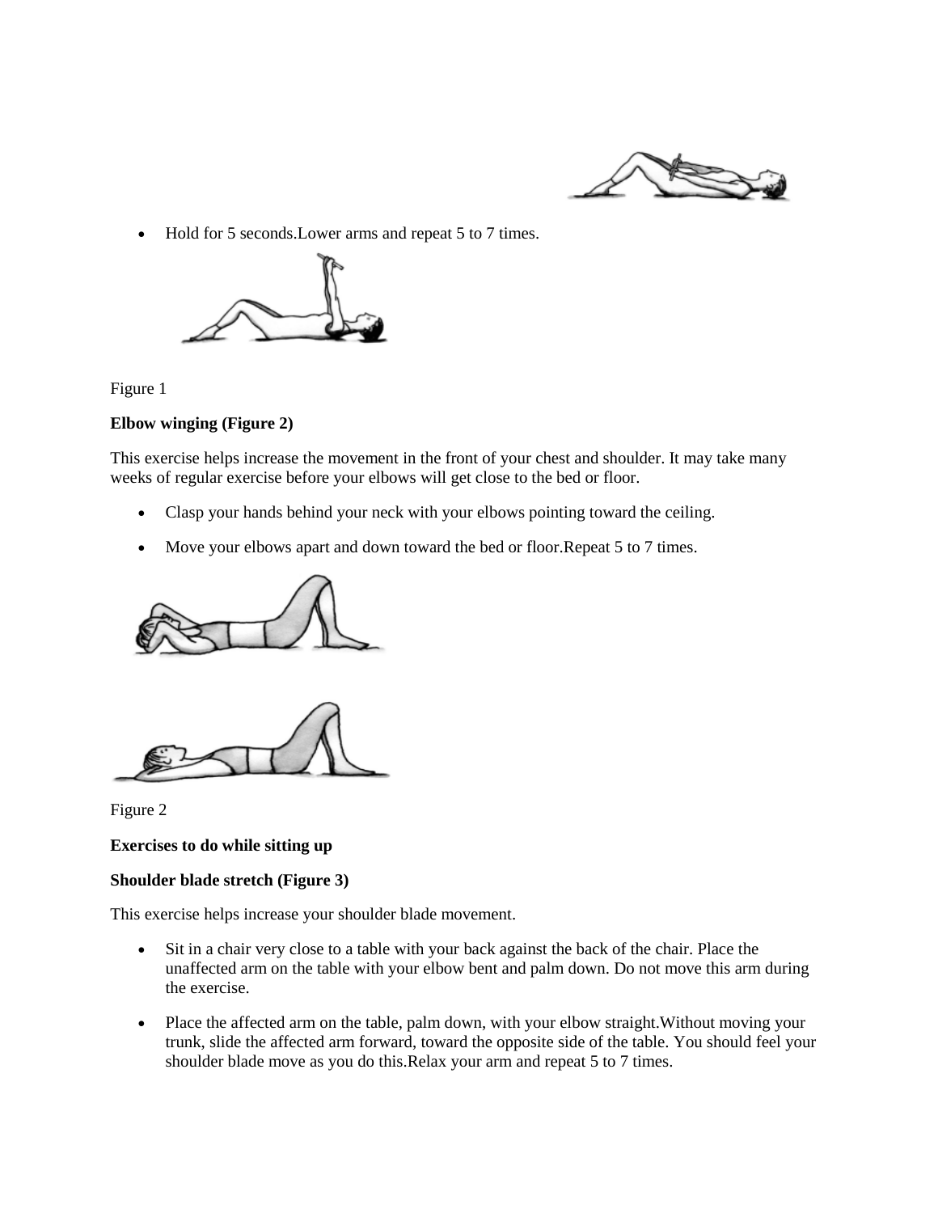- Hold for 5 seconds.Lower arms and repeat 5 to 7 times.

Figure 1

**Elbow winging (Figure 2)**

This exercise helps increase the movement in the front of your chest and shoulder. It may take many weeks of regular exercise before your elbows will get close to the bed or floor.

- Clasp your hands behind your neck with your elbows pointing toward the ceiling.
- Move your elbows apart and down toward the bed or floor.Repeat 5 to 7 times.

Figure 2

**Exercises to do while sitting up**

**Shoulder blade stretch (Figure 3)**

This exercise helps increase your shoulder blade movement.

- Sit in a chair very close to a table with your back against the back of the chair. Place the unaffected arm on the table with your elbow bent and palm down. Do not move this arm during the exercise.
- Place the affected arm on the table, palm down, with your elbow straight.Without moving your trunk, slide the affected arm forward, toward the opposite side of the table. You should feel your shoulder blade move as you do this.Relax your arm and repeat 5 to 7 times.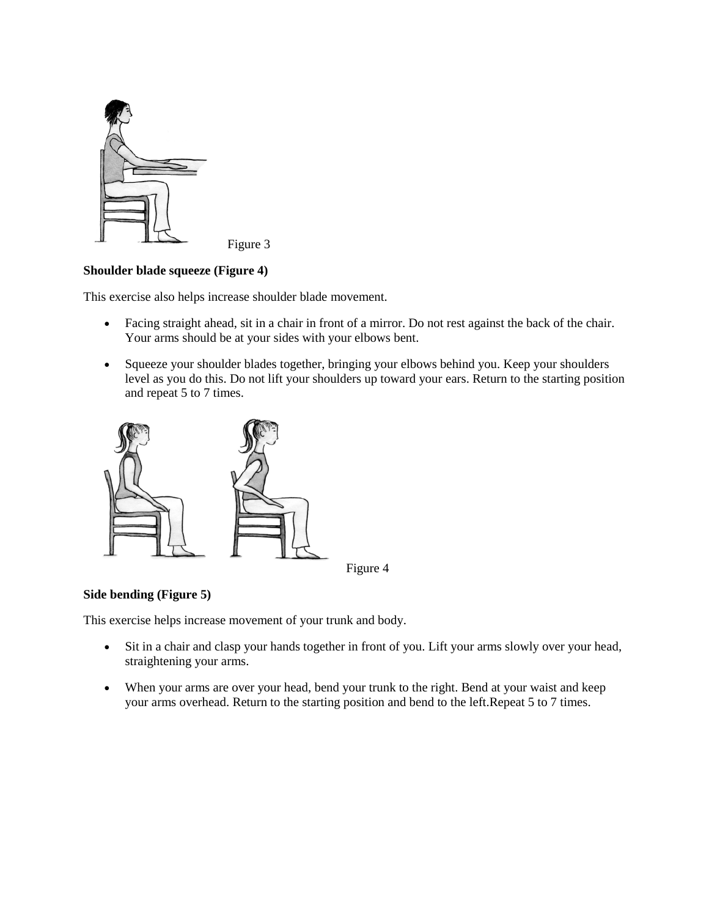Figure 3

**Shoulder blade squeeze (Figure 4)**

This exercise also helps increase shoulder blade movement.

- Facing straight ahead, sit in a chair in front of a mirror. Do not rest against the back of the chair. Your arms should be at your sides with your elbows bent.
- Squeeze your shoulder blades together, bringing your elbows behind you. Keep your shoulders level as you do this. Do not lift your shoulders up toward your ears. Return to the starting position and repeat 5 to 7 times.

Figure 4

**Side bending (Figure 5)**

This exercise helps increase movement of your trunk and body.

- Sit in a chair and clasp your hands together in front of you. Lift your arms slowly over your head, straightening your arms.
- When your arms are over your head, bend your trunk to the right. Bend at your waist and keep your arms overhead. Return to the starting position and bend to the left.Repeat 5 to 7 times.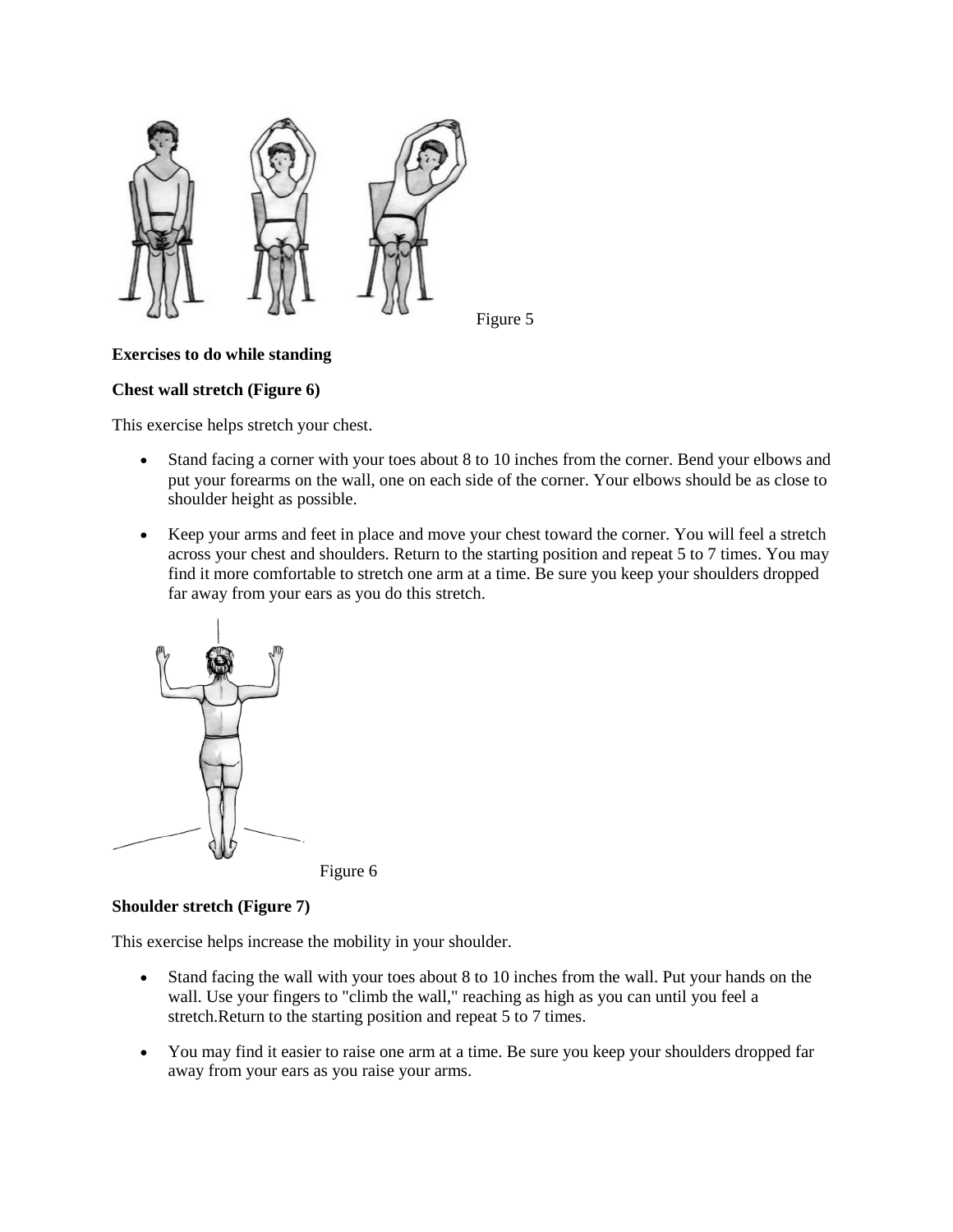Figure 5

**Exercises to do while standing**

**Chest wall stretch (Figure 6)**

This exercise helps stretch your chest.

- Stand facing a corner with your toes about 8 to 10 inches from the corner. Bend your elbows and put your forearms on the wall, one on each side of the corner. Your elbows should be as close to shoulder height as possible.
- Keep your arms and feet in place and move your chest toward the corner. You will feel a stretch across your chest and shoulders. Return to the starting position and repeat 5 to 7 times. You may find it more comfortable to stretch one arm at a time. Be sure you keep your shoulders dropped far away from your ears as you do this stretch.

Figure 6

**Shoulder stretch (Figure 7)**

This exercise helps increase the mobility in your shoulder.

- Stand facing the wall with your toes about 8 to 10 inches from the wall. Put your hands on the wall. Use your fingers to "climb the wall," reaching as high as you can until you feel a stretch.Return to the starting position and repeat 5 to 7 times.
- You may find it easier to raise one arm at a time. Be sure you keep your shoulders dropped far away from your ears as you raise your arms.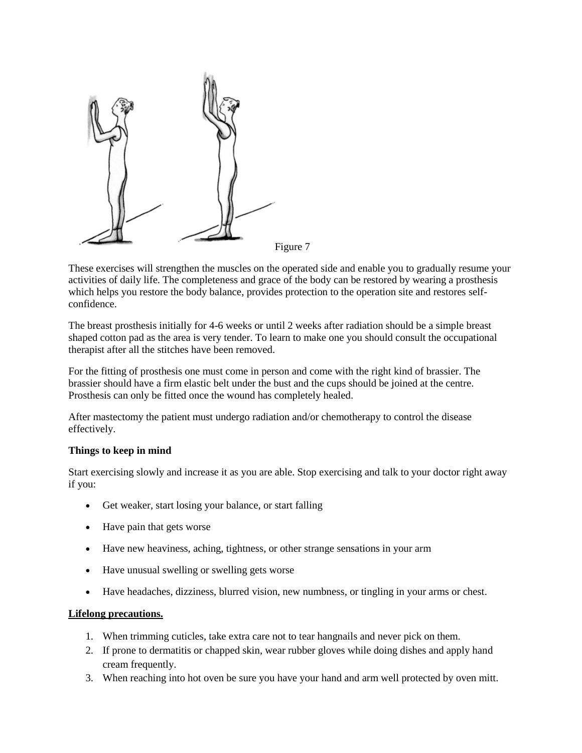Figure 7

These exercises will strengthen the muscles on the operated side and enable you to gradually resume your activities of daily life. The completeness and grace of the body can be restored by wearing a prosthesis which helps you restore the body balance, provides protection to the operation site and restores self-confidence.

The breast prosthesis initially for 4-6 weeks or until 2 weeks after radiation should be a simple breast shaped cotton pad as the area is very tender. To learn to make one you should consult the occupational therapist after all the stitches have been removed.

For the fitting of prosthesis one must come in person and come with the right kind of brassier. The brassier should have a firm elastic belt under the bust and the cups should be joined at the centre. Prosthesis can only be fitted once the wound has completely healed.

After mastectomy the patient must undergo radiation and/or chemotherapy to control the disease effectively.

**Things to keep in mind**

Start exercising slowly and increase it as you are able. Stop exercising and talk to your doctor right away if you:

- Get weaker, start losing your balance, or start falling
- Have pain that gets worse
- Have new heaviness, aching, tightness, or other strange sensations in your arm
- Have unusual swelling or swelling gets worse
- Have headaches, dizziness, blurred vision, new numbness, or tingling in your arms or chest.

**Lifelong precautions.**

1. When trimming cuticles, take extra care not to tear hangnails and never pick on them.
2. If prone to dermatitis or chapped skin, wear rubber gloves while doing dishes and apply hand cream frequently.
3. When reaching into hot oven be sure you have your hand and arm well protected by oven mitt.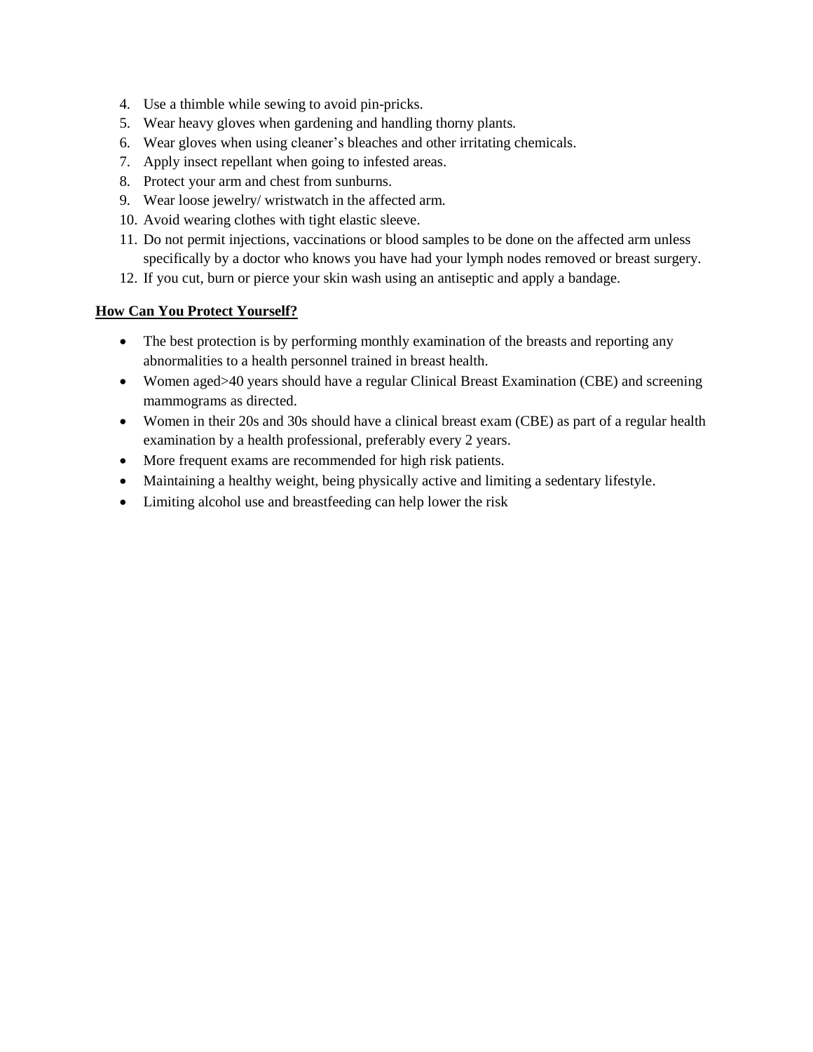4. Use a thimble while sewing to avoid pin-pricks.
5. Wear heavy gloves when gardening and handling thorny plants.
6. Wear gloves when using cleaner's bleaches and other irritating chemicals.
7. Apply insect repellant when going to infested areas.
8. Protect your arm and chest from sunburns.
9. Wear loose jewelry/ wristwatch in the affected arm.
10. Avoid wearing clothes with tight elastic sleeve.
11. Do not permit injections, vaccinations or blood samples to be done on the affected arm unless specifically by a doctor who knows you have had your lymph nodes removed or breast surgery.
12. If you cut, burn or pierce your skin wash using an antiseptic and apply a bandage.

**<u>How Can You Protect Yourself?</u>**

- The best protection is by performing monthly examination of the breasts and reporting any abnormalities to a health personnel trained in breast health.
- Women aged>40 years should have a regular Clinical Breast Examination (CBE) and screening mammograms as directed.
- Women in their 20s and 30s should have a clinical breast exam (CBE) as part of a regular health examination by a health professional, preferably every 2 years.
- More frequent exams are recommended for high risk patients.
- Maintaining a healthy weight, being physically active and limiting a sedentary lifestyle.
- Limiting alcohol use and breastfeeding can help lower the risk